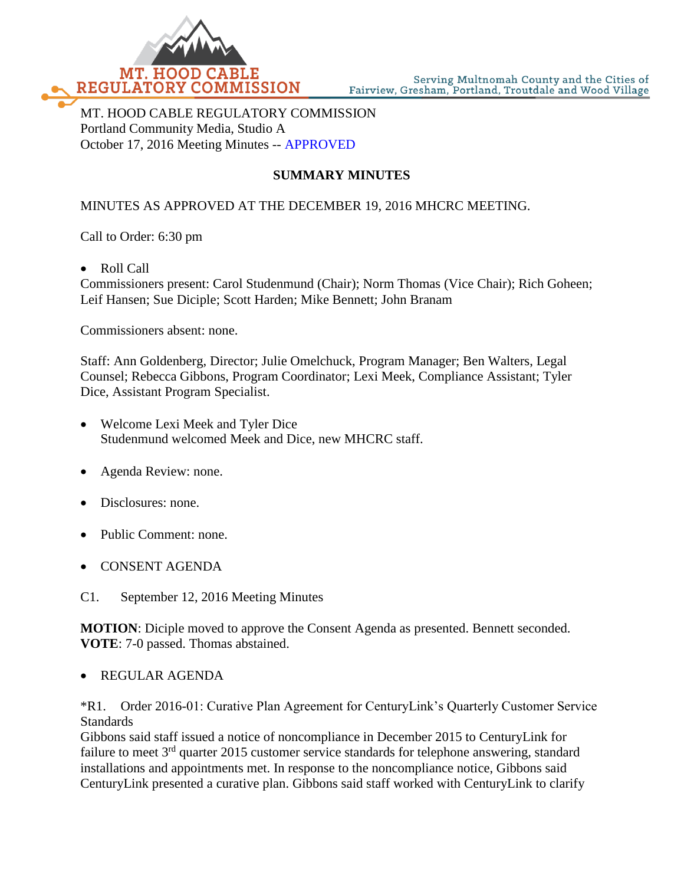MT. HOOD CABLE REGULATORY COMMISSION

Serving Multnomah County and the Cities of Fairview, Gresham, Portland, Troutdale and Wood Village

MT. HOOD CABLE REGULATORY COMMISSION
Portland Community Media, Studio A
October 17, 2016 Meeting Minutes -- APPROVED

**SUMMARY MINUTES**

MINUTES AS APPROVED AT THE DECEMBER 19, 2016 MHCRC MEETING.

Call to Order: 6:30 pm

- Roll Call

Commissioners present: Carol Studenmund (Chair); Norm Thomas (Vice Chair); Rich Goheen; Leif Hansen; Sue Diciple; Scott Harden; Mike Bennett; John Branam

Commissioners absent: none.

Staff: Ann Goldenberg, Director; Julie Omelchuck, Program Manager; Ben Walters, Legal Counsel; Rebecca Gibbons, Program Coordinator; Lexi Meek, Compliance Assistant; Tyler Dice, Assistant Program Specialist.

- Welcome Lexi Meek and Tyler Dice
  Studenmund welcomed Meek and Dice, new MHCRC staff.

- Agenda Review: none.

- Disclosures: none.

- Public Comment: none.

- CONSENT AGENDA

C1. September 12, 2016 Meeting Minutes

**MOTION**: Diciple moved to approve the Consent Agenda as presented. Bennett seconded.
**VOTE**: 7-0 passed. Thomas abstained.

- REGULAR AGENDA

*R1. Order 2016-01: Curative Plan Agreement for CenturyLink's Quarterly Customer Service Standards
Gibbons said staff issued a notice of noncompliance in December 2015 to CenturyLink for failure to meet 3rd quarter 2015 customer service standards for telephone answering, standard installations and appointments met. In response to the noncompliance notice, Gibbons said CenturyLink presented a curative plan. Gibbons said staff worked with CenturyLink to clarify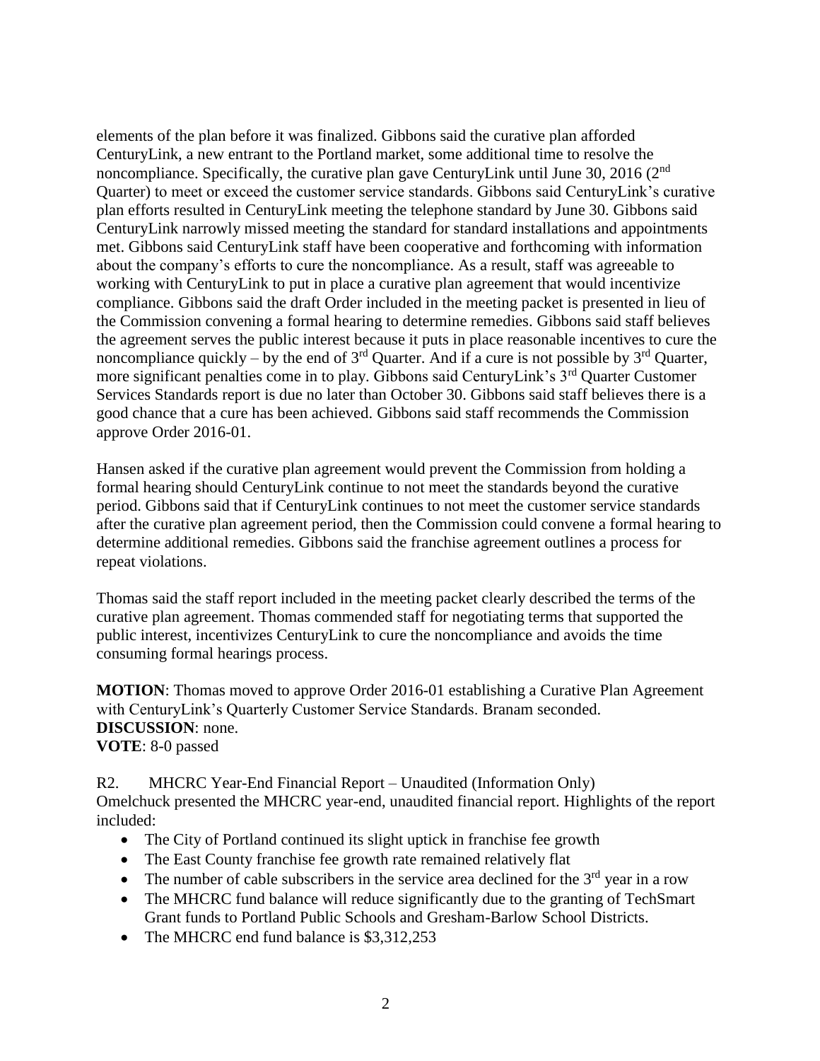elements of the plan before it was finalized. Gibbons said the curative plan afforded CenturyLink, a new entrant to the Portland market, some additional time to resolve the noncompliance. Specifically, the curative plan gave CenturyLink until June 30, 2016 (2nd Quarter) to meet or exceed the customer service standards. Gibbons said CenturyLink's curative plan efforts resulted in CenturyLink meeting the telephone standard by June 30. Gibbons said CenturyLink narrowly missed meeting the standard for standard installations and appointments met. Gibbons said CenturyLink staff have been cooperative and forthcoming with information about the company's efforts to cure the noncompliance. As a result, staff was agreeable to working with CenturyLink to put in place a curative plan agreement that would incentivize compliance. Gibbons said the draft Order included in the meeting packet is presented in lieu of the Commission convening a formal hearing to determine remedies. Gibbons said staff believes the agreement serves the public interest because it puts in place reasonable incentives to cure the noncompliance quickly – by the end of 3rd Quarter. And if a cure is not possible by 3rd Quarter, more significant penalties come in to play. Gibbons said CenturyLink's 3rd Quarter Customer Services Standards report is due no later than October 30. Gibbons said staff believes there is a good chance that a cure has been achieved. Gibbons said staff recommends the Commission approve Order 2016-01.

Hansen asked if the curative plan agreement would prevent the Commission from holding a formal hearing should CenturyLink continue to not meet the standards beyond the curative period. Gibbons said that if CenturyLink continues to not meet the customer service standards after the curative plan agreement period, then the Commission could convene a formal hearing to determine additional remedies. Gibbons said the franchise agreement outlines a process for repeat violations.

Thomas said the staff report included in the meeting packet clearly described the terms of the curative plan agreement. Thomas commended staff for negotiating terms that supported the public interest, incentivizes CenturyLink to cure the noncompliance and avoids the time consuming formal hearings process.

**MOTION**: Thomas moved to approve Order 2016-01 establishing a Curative Plan Agreement with CenturyLink's Quarterly Customer Service Standards. Branam seconded.
**DISCUSSION**: none.
**VOTE**: 8-0 passed

R2. MHCRC Year-End Financial Report – Unaudited (Information Only)
Omelchuck presented the MHCRC year-end, unaudited financial report. Highlights of the report included:

- The City of Portland continued its slight uptick in franchise fee growth
- The East County franchise fee growth rate remained relatively flat
- The number of cable subscribers in the service area declined for the 3rd year in a row
- The MHCRC fund balance will reduce significantly due to the granting of TechSmart Grant funds to Portland Public Schools and Gresham-Barlow School Districts.
- The MHCRC end fund balance is $3,312,253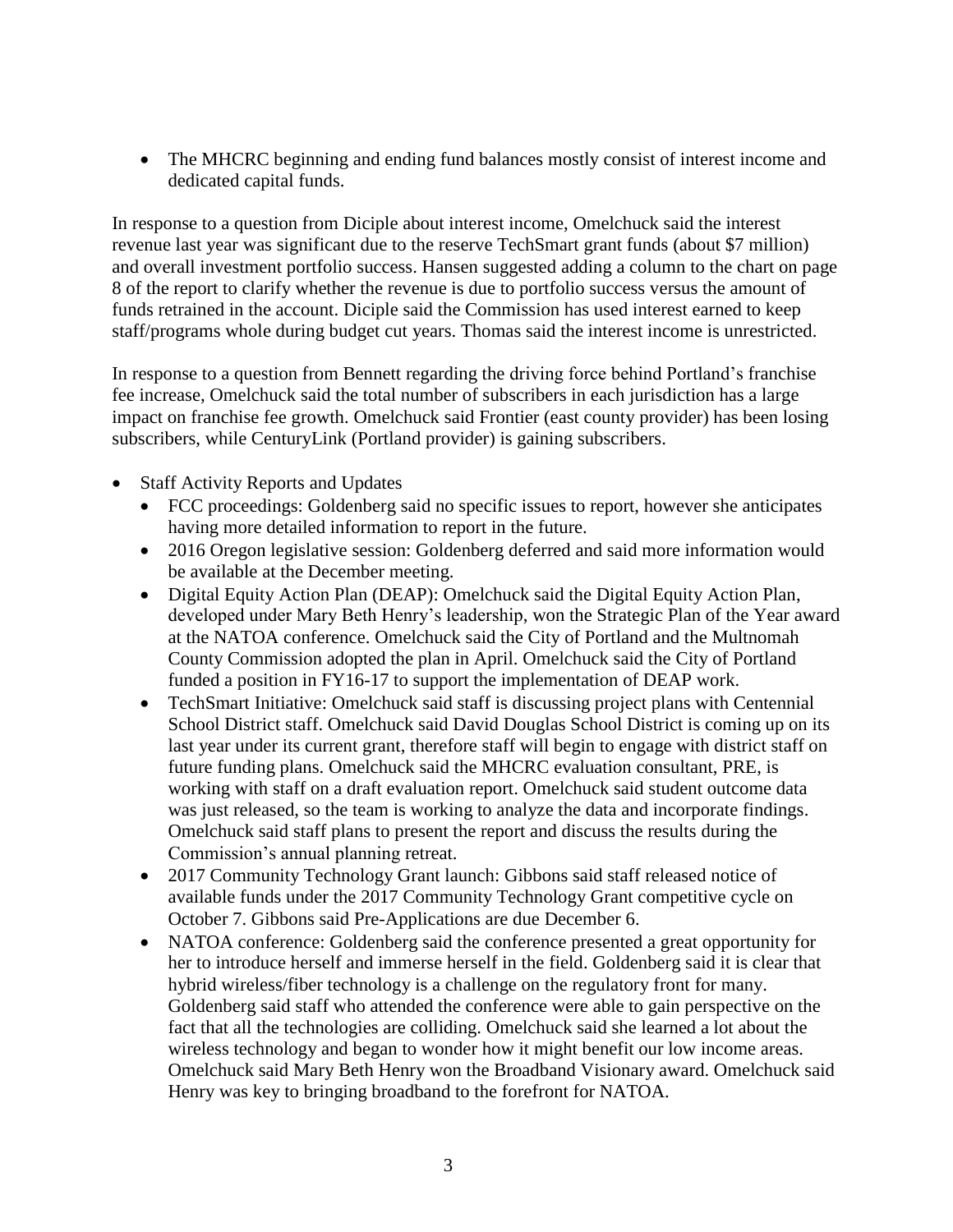- The MHCRC beginning and ending fund balances mostly consist of interest income and dedicated capital funds.

In response to a question from Diciple about interest income, Omelchuck said the interest revenue last year was significant due to the reserve TechSmart grant funds (about $7 million) and overall investment portfolio success. Hansen suggested adding a column to the chart on page 8 of the report to clarify whether the revenue is due to portfolio success versus the amount of funds retrained in the account. Diciple said the Commission has used interest earned to keep staff/programs whole during budget cut years. Thomas said the interest income is unrestricted.

In response to a question from Bennett regarding the driving force behind Portland's franchise fee increase, Omelchuck said the total number of subscribers in each jurisdiction has a large impact on franchise fee growth. Omelchuck said Frontier (east county provider) has been losing subscribers, while CenturyLink (Portland provider) is gaining subscribers.

- Staff Activity Reports and Updates
  - FCC proceedings: Goldenberg said no specific issues to report, however she anticipates having more detailed information to report in the future.
  - 2016 Oregon legislative session: Goldenberg deferred and said more information would be available at the December meeting.
  - Digital Equity Action Plan (DEAP): Omelchuck said the Digital Equity Action Plan, developed under Mary Beth Henry's leadership, won the Strategic Plan of the Year award at the NATOA conference. Omelchuck said the City of Portland and the Multnomah County Commission adopted the plan in April. Omelchuck said the City of Portland funded a position in FY16-17 to support the implementation of DEAP work.
  - TechSmart Initiative: Omelchuck said staff is discussing project plans with Centennial School District staff. Omelchuck said David Douglas School District is coming up on its last year under its current grant, therefore staff will begin to engage with district staff on future funding plans. Omelchuck said the MHCRC evaluation consultant, PRE, is working with staff on a draft evaluation report. Omelchuck said student outcome data was just released, so the team is working to analyze the data and incorporate findings. Omelchuck said staff plans to present the report and discuss the results during the Commission's annual planning retreat.
  - 2017 Community Technology Grant launch: Gibbons said staff released notice of available funds under the 2017 Community Technology Grant competitive cycle on October 7. Gibbons said Pre-Applications are due December 6.
  - NATOA conference: Goldenberg said the conference presented a great opportunity for her to introduce herself and immerse herself in the field. Goldenberg said it is clear that hybrid wireless/fiber technology is a challenge on the regulatory front for many. Goldenberg said staff who attended the conference were able to gain perspective on the fact that all the technologies are colliding. Omelchuck said she learned a lot about the wireless technology and began to wonder how it might benefit our low income areas. Omelchuck said Mary Beth Henry won the Broadband Visionary award. Omelchuck said Henry was key to bringing broadband to the forefront for NATOA.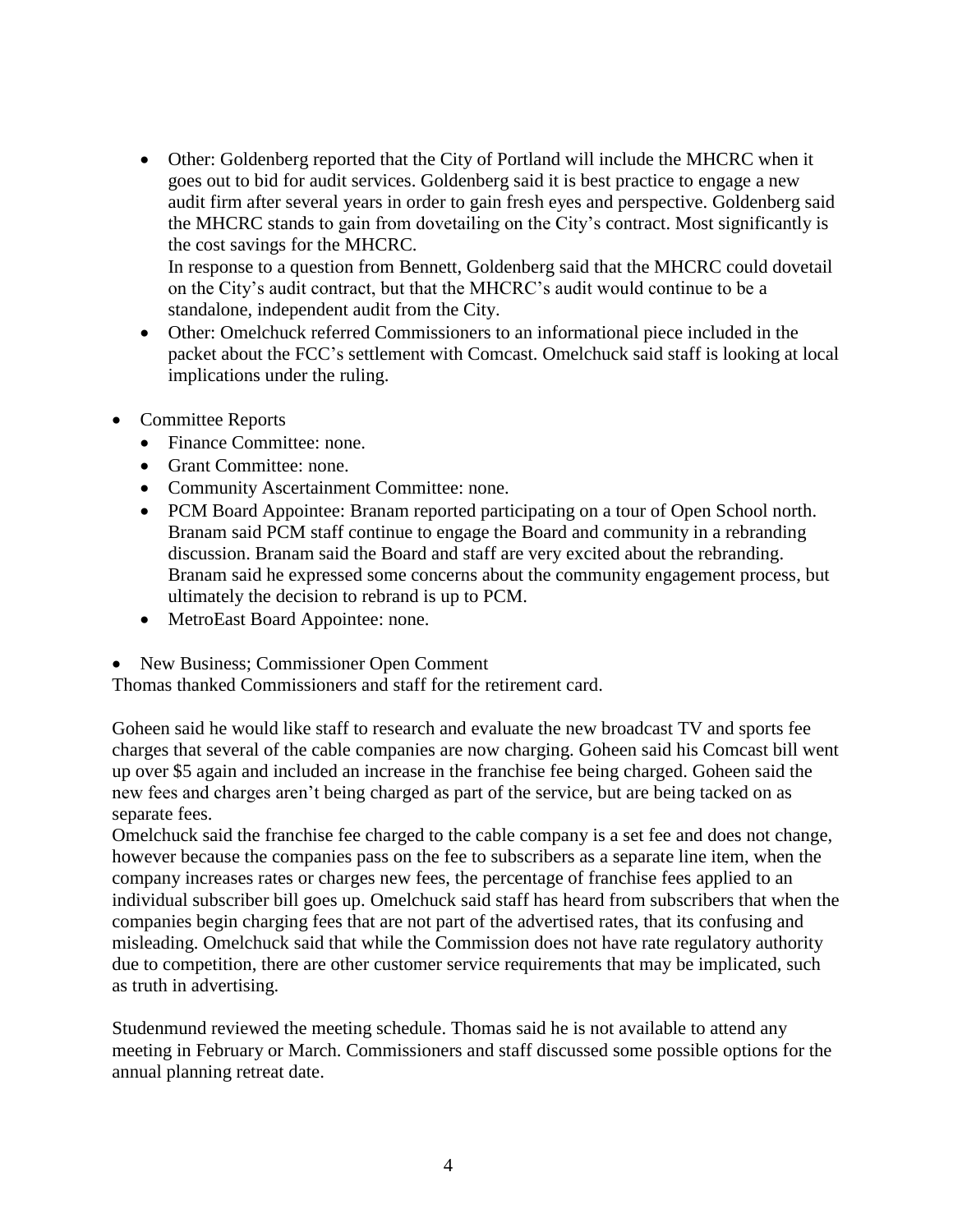- Other: Goldenberg reported that the City of Portland will include the MHCRC when it goes out to bid for audit services. Goldenberg said it is best practice to engage a new audit firm after several years in order to gain fresh eyes and perspective. Goldenberg said the MHCRC stands to gain from dovetailing on the City's contract. Most significantly is the cost savings for the MHCRC.
  In response to a question from Bennett, Goldenberg said that the MHCRC could dovetail on the City's audit contract, but that the MHCRC's audit would continue to be a standalone, independent audit from the City.
- Other: Omelchuck referred Commissioners to an informational piece included in the packet about the FCC's settlement with Comcast. Omelchuck said staff is looking at local implications under the ruling.

- Committee Reports
  - Finance Committee: none.
  - Grant Committee: none.
  - Community Ascertainment Committee: none.
  - PCM Board Appointee: Branam reported participating on a tour of Open School north. Branam said PCM staff continue to engage the Board and community in a rebranding discussion. Branam said the Board and staff are very excited about the rebranding. Branam said he expressed some concerns about the community engagement process, but ultimately the decision to rebrand is up to PCM.
  - MetroEast Board Appointee: none.

- New Business; Commissioner Open Comment

Thomas thanked Commissioners and staff for the retirement card.

Goheen said he would like staff to research and evaluate the new broadcast TV and sports fee charges that several of the cable companies are now charging. Goheen said his Comcast bill went up over $5 again and included an increase in the franchise fee being charged. Goheen said the new fees and charges aren't being charged as part of the service, but are being tacked on as separate fees.
Omelchuck said the franchise fee charged to the cable company is a set fee and does not change, however because the companies pass on the fee to subscribers as a separate line item, when the company increases rates or charges new fees, the percentage of franchise fees applied to an individual subscriber bill goes up. Omelchuck said staff has heard from subscribers that when the companies begin charging fees that are not part of the advertised rates, that its confusing and misleading. Omelchuck said that while the Commission does not have rate regulatory authority due to competition, there are other customer service requirements that may be implicated, such as truth in advertising.

Studenmund reviewed the meeting schedule. Thomas said he is not available to attend any meeting in February or March. Commissioners and staff discussed some possible options for the annual planning retreat date.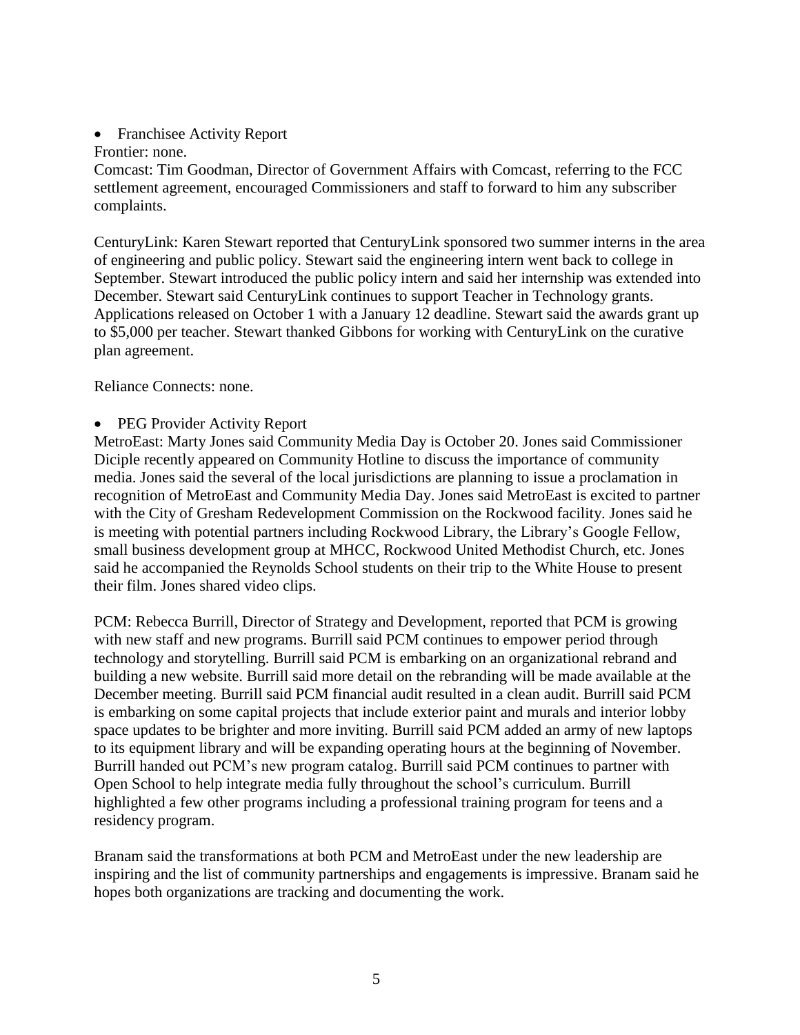- Franchisee Activity Report

Frontier: none.

Comcast: Tim Goodman, Director of Government Affairs with Comcast, referring to the FCC settlement agreement, encouraged Commissioners and staff to forward to him any subscriber complaints.

CenturyLink: Karen Stewart reported that CenturyLink sponsored two summer interns in the area of engineering and public policy. Stewart said the engineering intern went back to college in September. Stewart introduced the public policy intern and said her internship was extended into December. Stewart said CenturyLink continues to support Teacher in Technology grants. Applications released on October 1 with a January 12 deadline. Stewart said the awards grant up to $5,000 per teacher. Stewart thanked Gibbons for working with CenturyLink on the curative plan agreement.

Reliance Connects: none.

- PEG Provider Activity Report

MetroEast: Marty Jones said Community Media Day is October 20. Jones said Commissioner Diciple recently appeared on Community Hotline to discuss the importance of community media. Jones said the several of the local jurisdictions are planning to issue a proclamation in recognition of MetroEast and Community Media Day. Jones said MetroEast is excited to partner with the City of Gresham Redevelopment Commission on the Rockwood facility. Jones said he is meeting with potential partners including Rockwood Library, the Library's Google Fellow, small business development group at MHCC, Rockwood United Methodist Church, etc. Jones said he accompanied the Reynolds School students on their trip to the White House to present their film. Jones shared video clips.

PCM: Rebecca Burrill, Director of Strategy and Development, reported that PCM is growing with new staff and new programs. Burrill said PCM continues to empower period through technology and storytelling. Burrill said PCM is embarking on an organizational rebrand and building a new website. Burrill said more detail on the rebranding will be made available at the December meeting. Burrill said PCM financial audit resulted in a clean audit. Burrill said PCM is embarking on some capital projects that include exterior paint and murals and interior lobby space updates to be brighter and more inviting. Burrill said PCM added an army of new laptops to its equipment library and will be expanding operating hours at the beginning of November. Burrill handed out PCM's new program catalog. Burrill said PCM continues to partner with Open School to help integrate media fully throughout the school's curriculum. Burrill highlighted a few other programs including a professional training program for teens and a residency program.

Branam said the transformations at both PCM and MetroEast under the new leadership are inspiring and the list of community partnerships and engagements is impressive. Branam said he hopes both organizations are tracking and documenting the work.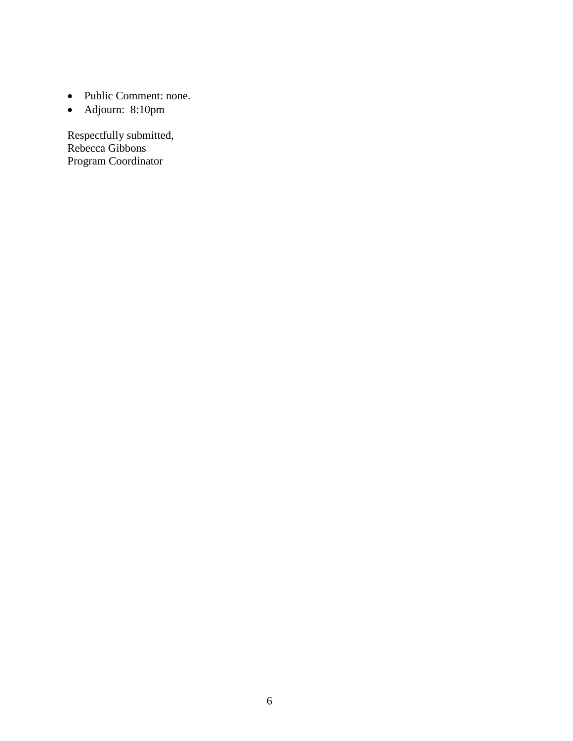- Public Comment: none.
- Adjourn: 8:10pm

Respectfully submitted,
Rebecca Gibbons
Program Coordinator